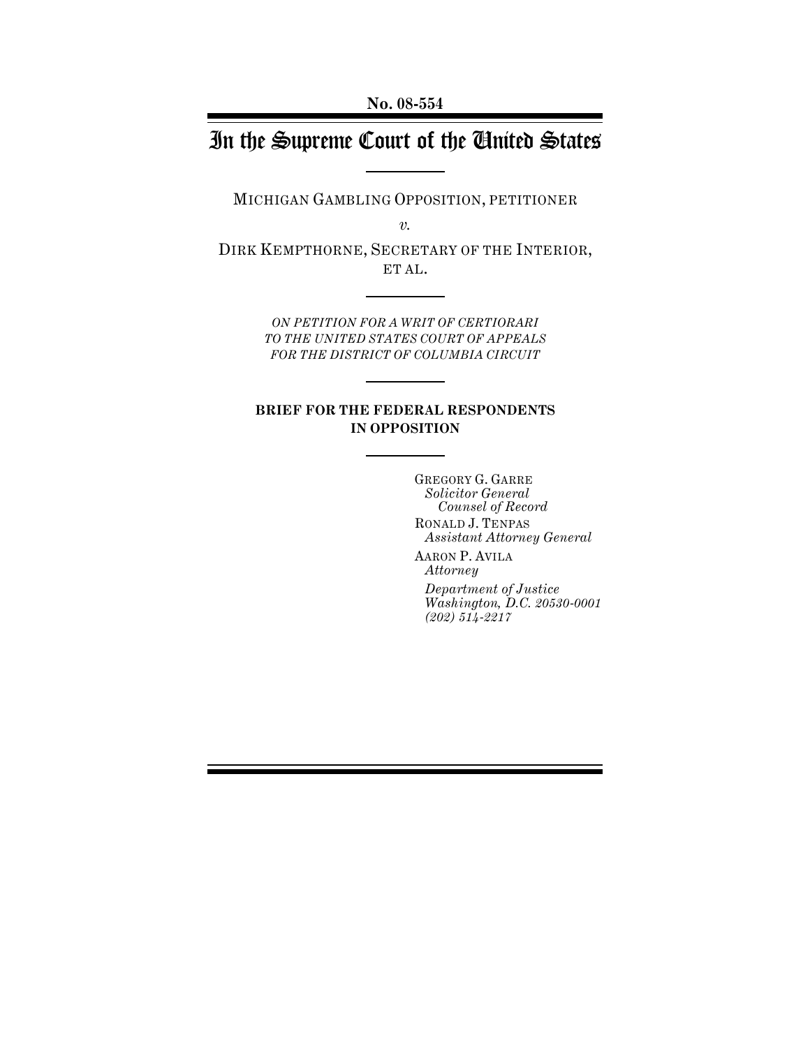**No. 08-554**

# In the Supreme Court of the United States

MICHIGAN GAMBLING OPPOSITION, PETITIONER

*v.*

DIRK KEMPTHORNE, SECRETARY OF THE INTERIOR, ET AL.

*ON PETITION FOR A WRIT OF CERTIORARI TO THE UNITED STATES COURT OF APPEALS FOR THE DISTRICT OF COLUMBIA CIRCUIT*

**BRIEF FOR THE FEDERAL RESPONDENTS IN OPPOSITION**

GREGORY G. GARRE
*Solicitor General*
*Counsel of Record*

RONALD J. TENPAS
*Assistant Attorney General*

AARON P. AVILA
*Attorney*

*Department of Justice*
*Washington, D.C. 20530-0001*
*(202) 514-2217*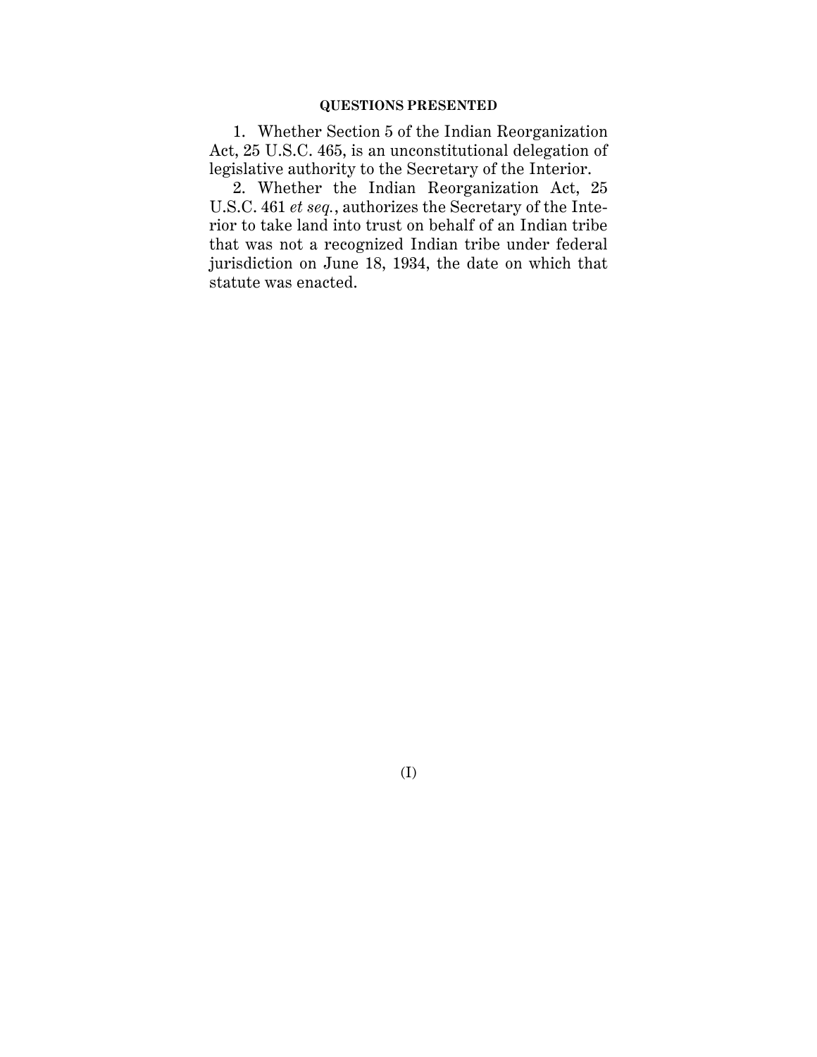## QUESTIONS PRESENTED

1. Whether Section 5 of the Indian Reorganization Act, 25 U.S.C. 465, is an unconstitutional delegation of legislative authority to the Secretary of the Interior.

2. Whether the Indian Reorganization Act, 25 U.S.C. 461 *et seq.*, authorizes the Secretary of the Interior to take land into trust on behalf of an Indian tribe that was not a recognized Indian tribe under federal jurisdiction on June 18, 1934, the date on which that statute was enacted.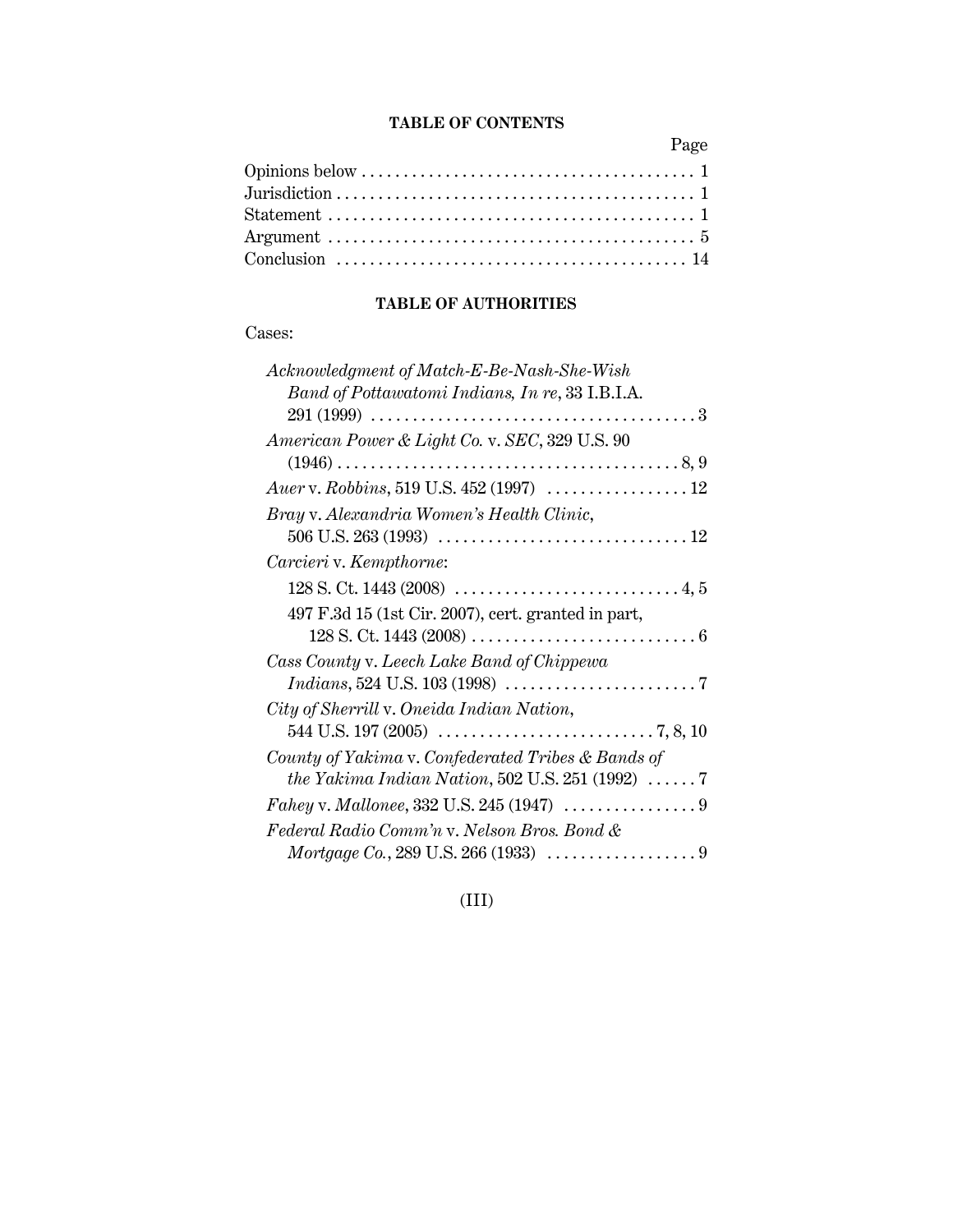## TABLE OF CONTENTS

| | Page |
|---|---|
| Opinions below | 1 |
| Jurisdiction | 1 |
| Statement | 1 |
| Argument | 5 |
| Conclusion | 14 |

## TABLE OF AUTHORITIES

Cases:

*Acknowledgment of Match-E-Be-Nash-She-Wish Band of Pottawatomi Indians, In re*, 33 I.B.I.A. 291 (1999) . . . . . . . . 3

*American Power & Light Co.* v. *SEC*, 329 U.S. 90 (1946) . . . . . . . . 8, 9

*Auer* v. *Robbins*, 519 U.S. 452 (1997) . . . . . . . . 12

*Bray* v. *Alexandria Women's Health Clinic*, 506 U.S. 263 (1993) . . . . . . . . 12

*Carcieri* v. *Kempthorne*:

128 S. Ct. 1443 (2008) . . . . . . . . 4, 5

497 F.3d 15 (1st Cir. 2007), cert. granted in part, 128 S. Ct. 1443 (2008) . . . . . . . . 6

*Cass County* v. *Leech Lake Band of Chippewa Indians*, 524 U.S. 103 (1998) . . . . . . . . 7

*City of Sherrill* v. *Oneida Indian Nation*, 544 U.S. 197 (2005) . . . . . . . . 7, 8, 10

*County of Yakima* v. *Confederated Tribes & Bands of the Yakima Indian Nation*, 502 U.S. 251 (1992) . . . . . . 7

*Fahey* v. *Mallonee*, 332 U.S. 245 (1947) . . . . . . . . 9

*Federal Radio Comm'n* v. *Nelson Bros. Bond & Mortgage Co.*, 289 U.S. 266 (1933) . . . . . . . . 9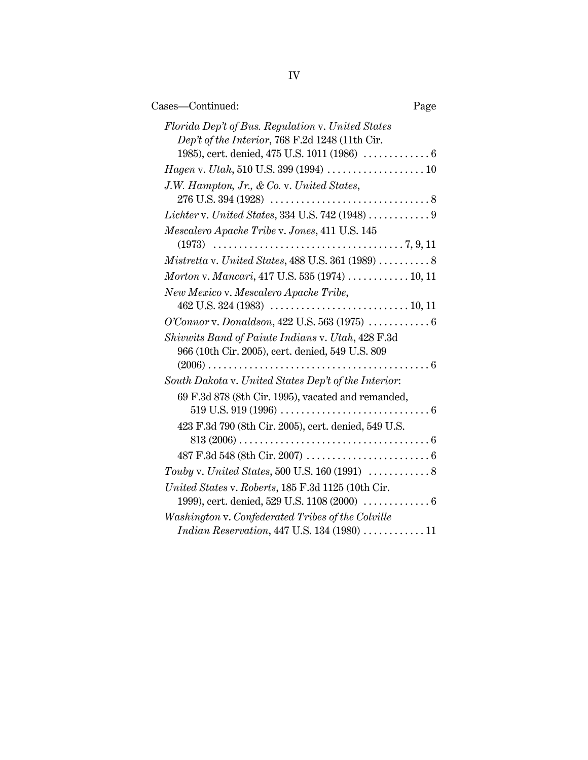Cases—Continued: Page

*Florida Dep't of Bus. Regulation* v. *United States Dep't of the Interior*, 768 F.2d 1248 (11th Cir. 1985), cert. denied, 475 U.S. 1011 (1986) . . . . . . . . . . . . . 6

*Hagen* v. *Utah*, 510 U.S. 399 (1994) . . . . . . . . . . . . . . . . . . . 10

*J.W. Hampton, Jr., & Co.* v. *United States*, 276 U.S. 394 (1928) . . . . . . . . . . . . . . . . . . . . . . . . . . . . . . . 8

*Lichter* v. *United States*, 334 U.S. 742 (1948) . . . . . . . . . . . . 9

*Mescalero Apache Tribe* v. *Jones*, 411 U.S. 145 (1973) . . . . . . . . . . . . . . . . . . . . . . . . . . . . . . . . . . . . . 7, 9, 11

*Mistretta* v. *United States*, 488 U.S. 361 (1989) . . . . . . . . . . 8

*Morton* v. *Mancari*, 417 U.S. 535 (1974) . . . . . . . . . . . . 10, 11

*New Mexico* v. *Mescalero Apache Tribe*, 462 U.S. 324 (1983) . . . . . . . . . . . . . . . . . . . . . . . . . . . 10, 11

*O'Connor* v. *Donaldson*, 422 U.S. 563 (1975) . . . . . . . . . . . . 6

*Shivwits Band of Paiute Indians* v. *Utah*, 428 F.3d 966 (10th Cir. 2005), cert. denied, 549 U.S. 809 (2006) . . . . . . . . . . . . . . . . . . . . . . . . . . . . . . . . . . . . . . . . . . . 6

*South Dakota* v. *United States Dep't of the Interior*:

- 69 F.3d 878 (8th Cir. 1995), vacated and remanded, 519 U.S. 919 (1996) . . . . . . . . . . . . . . . . . . . . . . . . . . . . . 6
- 423 F.3d 790 (8th Cir. 2005), cert. denied, 549 U.S. 813 (2006) . . . . . . . . . . . . . . . . . . . . . . . . . . . . . . . . . . . . . 6
- 487 F.3d 548 (8th Cir. 2007) . . . . . . . . . . . . . . . . . . . . . . . . 6

*Touby* v. *United States*, 500 U.S. 160 (1991) . . . . . . . . . . . . 8

*United States* v. *Roberts*, 185 F.3d 1125 (10th Cir. 1999), cert. denied, 529 U.S. 1108 (2000) . . . . . . . . . . . . . 6

*Washington* v. *Confederated Tribes of the Colville Indian Reservation*, 447 U.S. 134 (1980) . . . . . . . . . . . . 11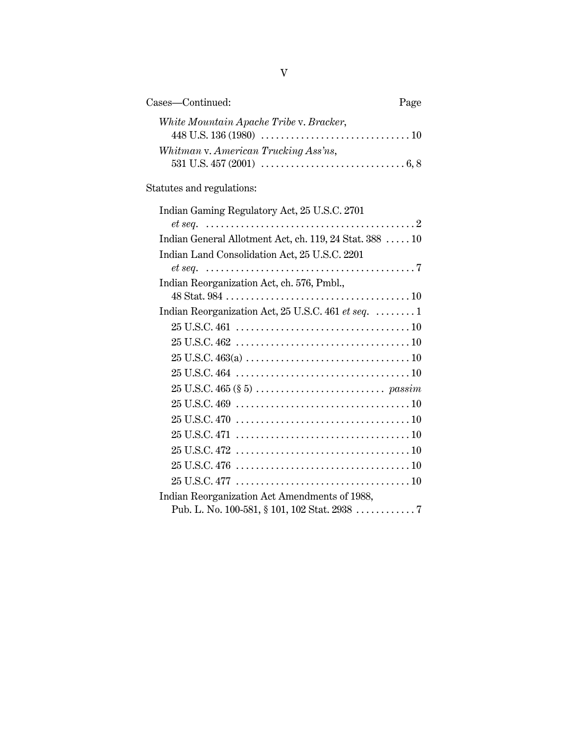Cases—Continued: Page

*White Mountain Apache Tribe* v. *Bracker*, 448 U.S. 136 (1980) . . . . . . . . . . . . . . . . . . . . . . . . . . . . . . 10

*Whitman* v. *American Trucking Ass'ns*, 531 U.S. 457 (2001) . . . . . . . . . . . . . . . . . . . . . . . . . . . . . 6, 8

Statutes and regulations:

Indian Gaming Regulatory Act, 25 U.S.C. 2701 *et seq.* . . . . . . . . . . . . . . . . . . . . . . . . . . . . . . . . . . . . . . . . . . 2

Indian General Allotment Act, ch. 119, 24 Stat. 388 . . . . . 10

Indian Land Consolidation Act, 25 U.S.C. 2201 *et seq.* . . . . . . . . . . . . . . . . . . . . . . . . . . . . . . . . . . . . . . . . . . 7

Indian Reorganization Act, ch. 576, Pmbl., 48 Stat. 984 . . . . . . . . . . . . . . . . . . . . . . . . . . . . . . . . . . . . . 10

Indian Reorganization Act, 25 U.S.C. 461 *et seq.* . . . . . . . . 1

- 25 U.S.C. 461 . . . . . . . . . . . . . . . . . . . . . . . . . . . . . . . . . . . 10
- 25 U.S.C. 462 . . . . . . . . . . . . . . . . . . . . . . . . . . . . . . . . . . . 10
- 25 U.S.C. 463(a) . . . . . . . . . . . . . . . . . . . . . . . . . . . . . . . . 10
- 25 U.S.C. 464 . . . . . . . . . . . . . . . . . . . . . . . . . . . . . . . . . . . 10
- 25 U.S.C. 465 (§ 5) . . . . . . . . . . . . . . . . . . . . . . . . . . *passim*
- 25 U.S.C. 469 . . . . . . . . . . . . . . . . . . . . . . . . . . . . . . . . . . . 10
- 25 U.S.C. 470 . . . . . . . . . . . . . . . . . . . . . . . . . . . . . . . . . . . 10
- 25 U.S.C. 471 . . . . . . . . . . . . . . . . . . . . . . . . . . . . . . . . . . . 10
- 25 U.S.C. 472 . . . . . . . . . . . . . . . . . . . . . . . . . . . . . . . . . . . 10
- 25 U.S.C. 476 . . . . . . . . . . . . . . . . . . . . . . . . . . . . . . . . . . . 10
- 25 U.S.C. 477 . . . . . . . . . . . . . . . . . . . . . . . . . . . . . . . . . . . 10

Indian Reorganization Act Amendments of 1988, Pub. L. No. 100-581, § 101, 102 Stat. 2938 . . . . . . . . . . . 7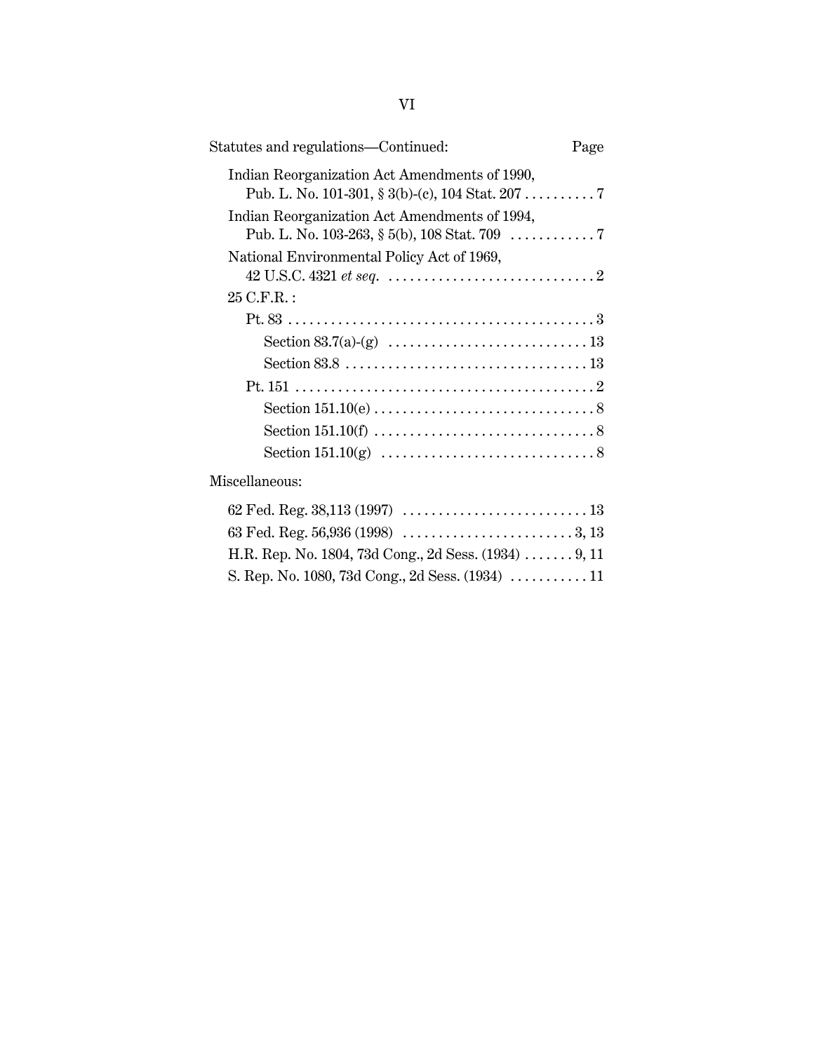Statutes and regulations—Continued: Page

Indian Reorganization Act Amendments of 1990, Pub. L. No. 101-301, § 3(b)-(c), 104 Stat. 207 . . . . . . . . . . 7

Indian Reorganization Act Amendments of 1994, Pub. L. No. 103-263, § 5(b), 108 Stat. 709 . . . . . . . . . . . . 7

National Environmental Policy Act of 1969, 42 U.S.C. 4321 *et seq.* . . . . . . . . . . . . . . . . . . . . . . . . . . . . . 2

25 C.F.R. :

- Pt. 83 . . . . . . . . . . . . . . . . . . . . . . . . . . . . . . . . . . . . . . . . . . . 3
  - Section 83.7(a)-(g) . . . . . . . . . . . . . . . . . . . . . . . . . . . . 13
  - Section 83.8 . . . . . . . . . . . . . . . . . . . . . . . . . . . . . . . . . . 13
- Pt. 151 . . . . . . . . . . . . . . . . . . . . . . . . . . . . . . . . . . . . . . . . . . 2
  - Section 151.10(e) . . . . . . . . . . . . . . . . . . . . . . . . . . . . . . . 8
  - Section 151.10(f) . . . . . . . . . . . . . . . . . . . . . . . . . . . . . . . 8
  - Section 151.10(g) . . . . . . . . . . . . . . . . . . . . . . . . . . . . . . 8

Miscellaneous:

62 Fed. Reg. 38,113 (1997) . . . . . . . . . . . . . . . . . . . . . . . . . . 13

63 Fed. Reg. 56,936 (1998) . . . . . . . . . . . . . . . . . . . . . . . . 3, 13

H.R. Rep. No. 1804, 73d Cong., 2d Sess. (1934) . . . . . . . 9, 11

S. Rep. No. 1080, 73d Cong., 2d Sess. (1934) . . . . . . . . . . . 11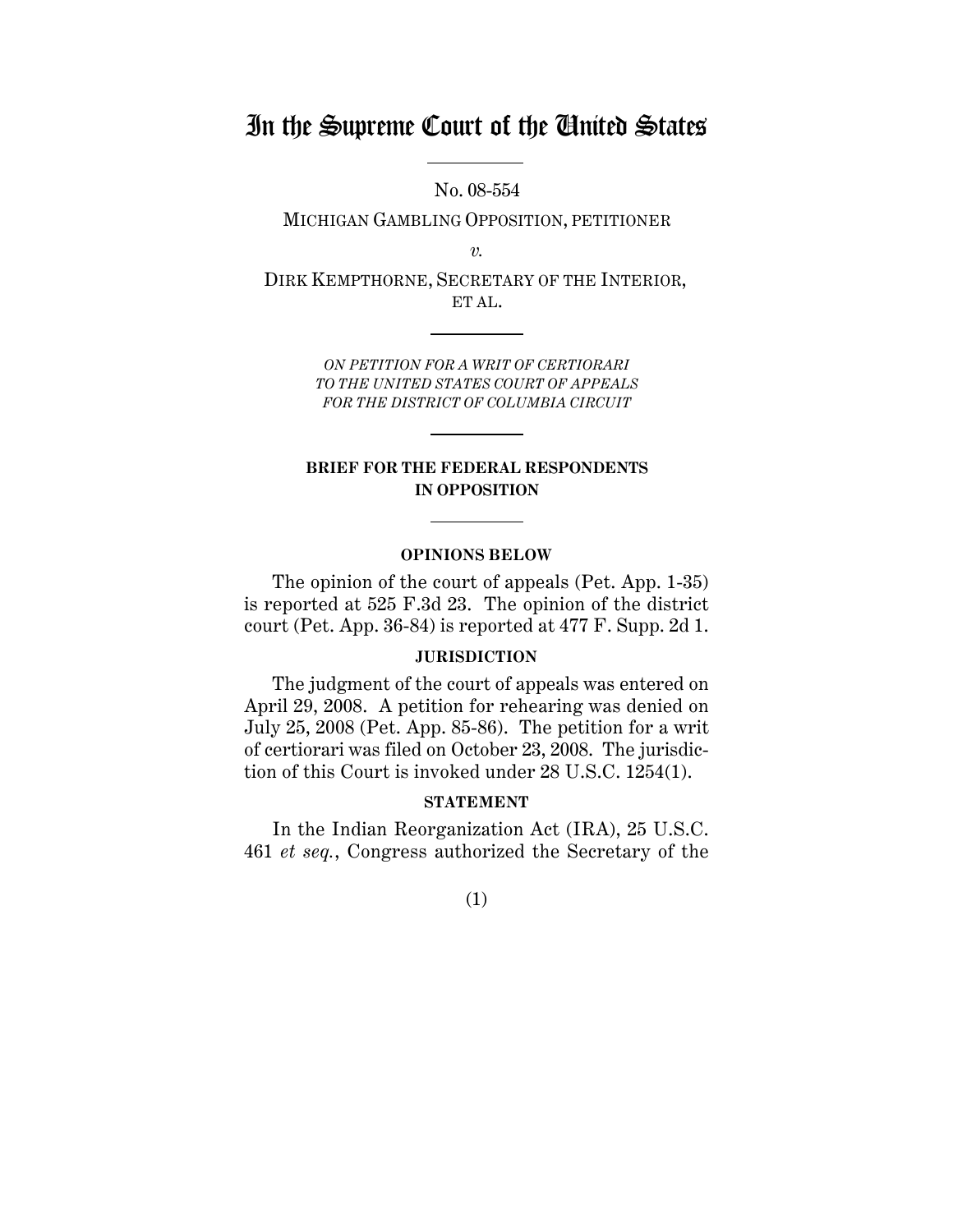# In the Supreme Court of the United States

No. 08-554

MICHIGAN GAMBLING OPPOSITION, PETITIONER

*v.*

DIRK KEMPTHORNE, SECRETARY OF THE INTERIOR, ET AL.

*ON PETITION FOR A WRIT OF CERTIORARI TO THE UNITED STATES COURT OF APPEALS FOR THE DISTRICT OF COLUMBIA CIRCUIT*

**BRIEF FOR THE FEDERAL RESPONDENTS IN OPPOSITION**

## OPINIONS BELOW

The opinion of the court of appeals (Pet. App. 1-35) is reported at 525 F.3d 23. The opinion of the district court (Pet. App. 36-84) is reported at 477 F. Supp. 2d 1.

## JURISDICTION

The judgment of the court of appeals was entered on April 29, 2008. A petition for rehearing was denied on July 25, 2008 (Pet. App. 85-86). The petition for a writ of certiorari was filed on October 23, 2008. The jurisdiction of this Court is invoked under 28 U.S.C. 1254(1).

## STATEMENT

In the Indian Reorganization Act (IRA), 25 U.S.C. 461 *et seq.*, Congress authorized the Secretary of the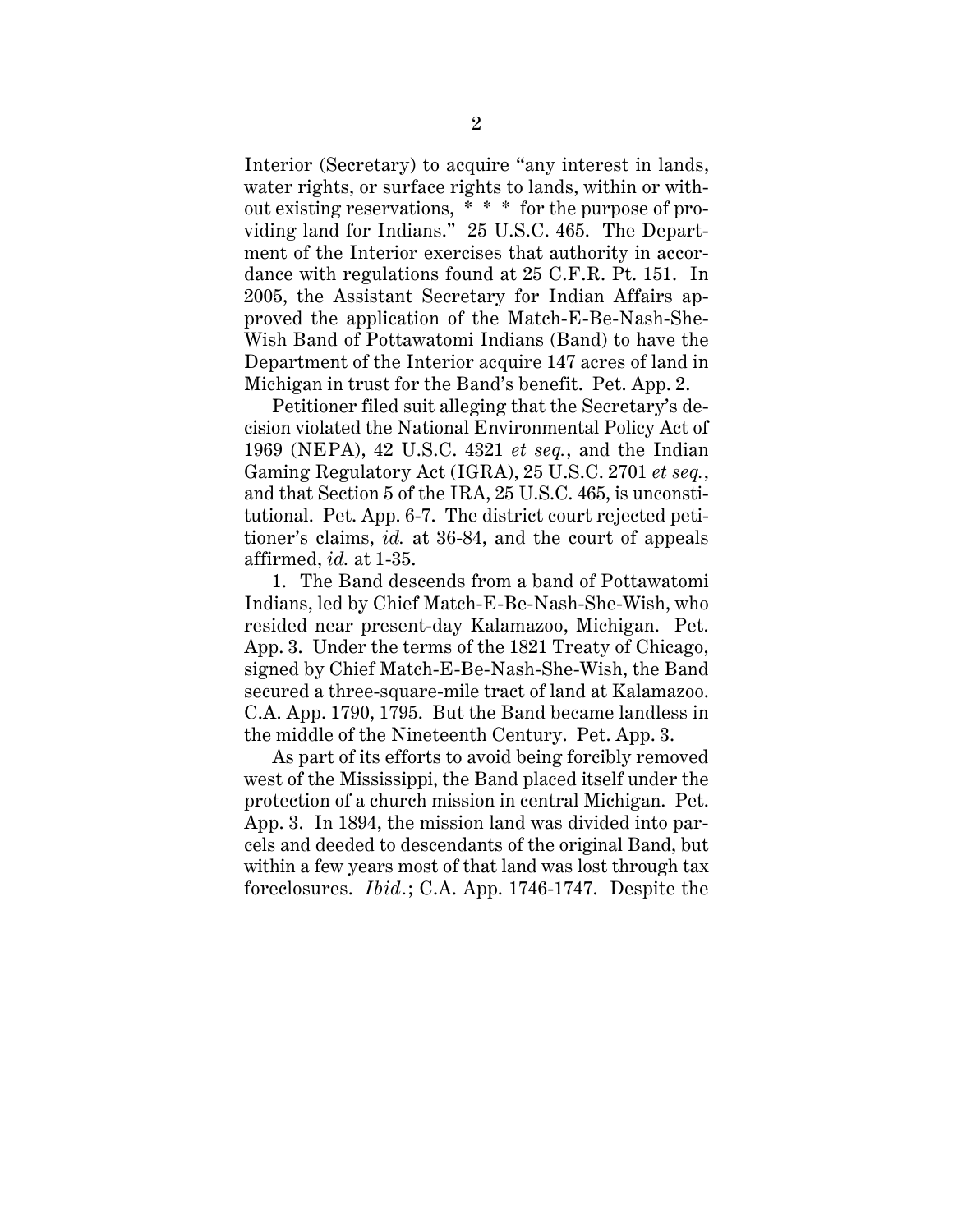Interior (Secretary) to acquire "any interest in lands, water rights, or surface rights to lands, within or without existing reservations, * * * for the purpose of providing land for Indians." 25 U.S.C. 465. The Department of the Interior exercises that authority in accordance with regulations found at 25 C.F.R. Pt. 151. In 2005, the Assistant Secretary for Indian Affairs approved the application of the Match-E-Be-Nash-She-Wish Band of Pottawatomi Indians (Band) to have the Department of the Interior acquire 147 acres of land in Michigan in trust for the Band's benefit. Pet. App. 2.

Petitioner filed suit alleging that the Secretary's decision violated the National Environmental Policy Act of 1969 (NEPA), 42 U.S.C. 4321 *et seq.*, and the Indian Gaming Regulatory Act (IGRA), 25 U.S.C. 2701 *et seq.*, and that Section 5 of the IRA, 25 U.S.C. 465, is unconstitutional. Pet. App. 6-7. The district court rejected petitioner's claims, *id.* at 36-84, and the court of appeals affirmed, *id.* at 1-35.

1. The Band descends from a band of Pottawatomi Indians, led by Chief Match-E-Be-Nash-She-Wish, who resided near present-day Kalamazoo, Michigan. Pet. App. 3. Under the terms of the 1821 Treaty of Chicago, signed by Chief Match-E-Be-Nash-She-Wish, the Band secured a three-square-mile tract of land at Kalamazoo. C.A. App. 1790, 1795. But the Band became landless in the middle of the Nineteenth Century. Pet. App. 3.

As part of its efforts to avoid being forcibly removed west of the Mississippi, the Band placed itself under the protection of a church mission in central Michigan. Pet. App. 3. In 1894, the mission land was divided into parcels and deeded to descendants of the original Band, but within a few years most of that land was lost through tax foreclosures. *Ibid.*; C.A. App. 1746-1747. Despite the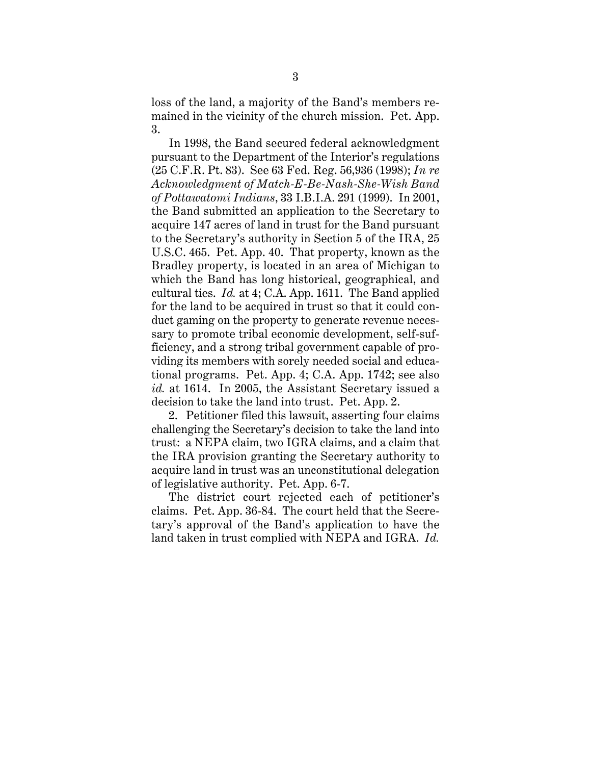loss of the land, a majority of the Band's members remained in the vicinity of the church mission. Pet. App. 3.

In 1998, the Band secured federal acknowledgment pursuant to the Department of the Interior's regulations (25 C.F.R. Pt. 83). See 63 Fed. Reg. 56,936 (1998); *In re Acknowledgment of Match-E-Be-Nash-She-Wish Band of Pottawatomi Indians*, 33 I.B.I.A. 291 (1999). In 2001, the Band submitted an application to the Secretary to acquire 147 acres of land in trust for the Band pursuant to the Secretary's authority in Section 5 of the IRA, 25 U.S.C. 465. Pet. App. 40. That property, known as the Bradley property, is located in an area of Michigan to which the Band has long historical, geographical, and cultural ties. *Id.* at 4; C.A. App. 1611. The Band applied for the land to be acquired in trust so that it could conduct gaming on the property to generate revenue necessary to promote tribal economic development, self-sufficiency, and a strong tribal government capable of providing its members with sorely needed social and educational programs. Pet. App. 4; C.A. App. 1742; see also *id.* at 1614. In 2005, the Assistant Secretary issued a decision to take the land into trust. Pet. App. 2.

2. Petitioner filed this lawsuit, asserting four claims challenging the Secretary's decision to take the land into trust: a NEPA claim, two IGRA claims, and a claim that the IRA provision granting the Secretary authority to acquire land in trust was an unconstitutional delegation of legislative authority. Pet. App. 6-7.

The district court rejected each of petitioner's claims. Pet. App. 36-84. The court held that the Secretary's approval of the Band's application to have the land taken in trust complied with NEPA and IGRA. *Id.*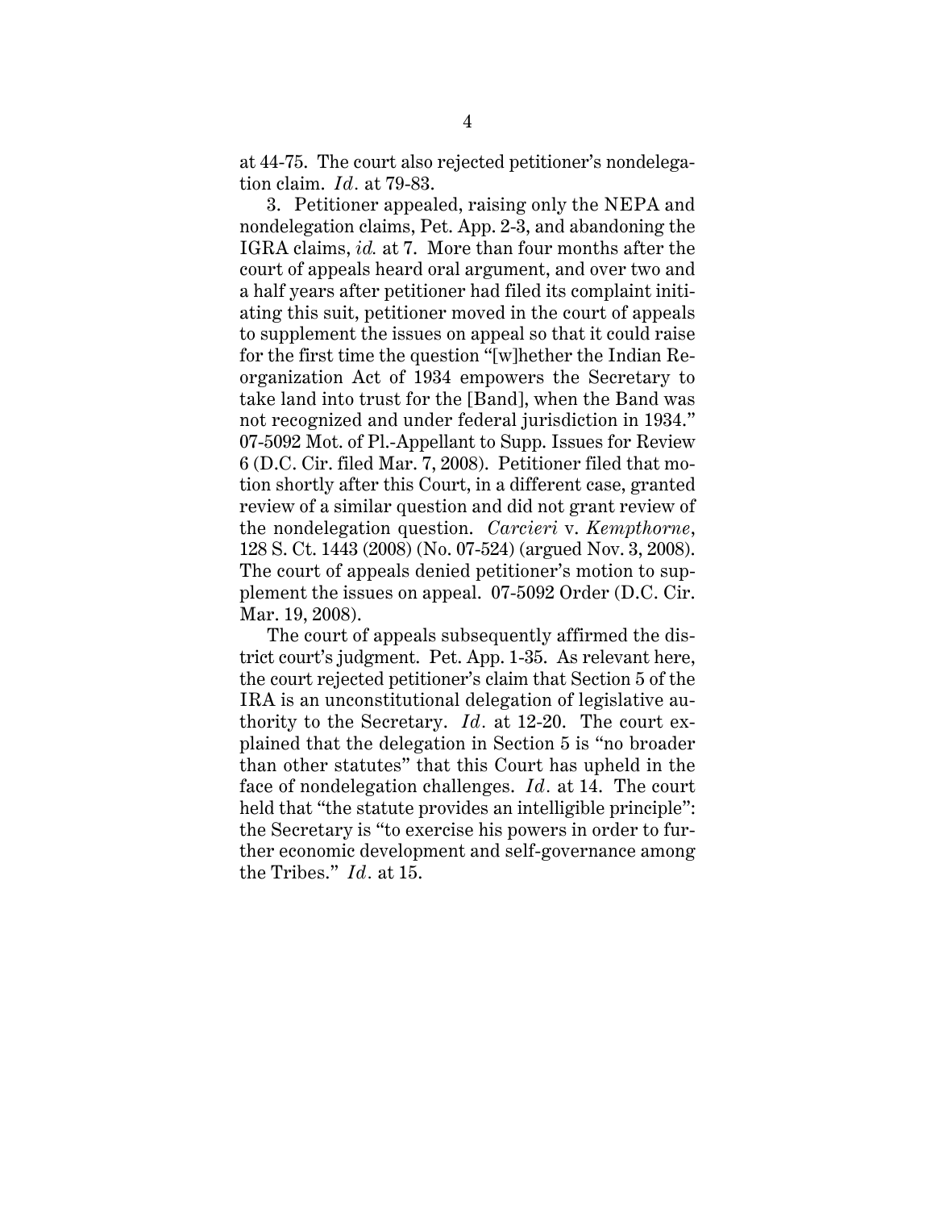at 44-75. The court also rejected petitioner's nondelegation claim. *Id.* at 79-83.

3. Petitioner appealed, raising only the NEPA and nondelegation claims, Pet. App. 2-3, and abandoning the IGRA claims, *id.* at 7. More than four months after the court of appeals heard oral argument, and over two and a half years after petitioner had filed its complaint initiating this suit, petitioner moved in the court of appeals to supplement the issues on appeal so that it could raise for the first time the question "[w]hether the Indian Reorganization Act of 1934 empowers the Secretary to take land into trust for the [Band], when the Band was not recognized and under federal jurisdiction in 1934." 07-5092 Mot. of Pl.-Appellant to Supp. Issues for Review 6 (D.C. Cir. filed Mar. 7, 2008). Petitioner filed that motion shortly after this Court, in a different case, granted review of a similar question and did not grant review of the nondelegation question. *Carcieri* v. *Kempthorne*, 128 S. Ct. 1443 (2008) (No. 07-524) (argued Nov. 3, 2008). The court of appeals denied petitioner's motion to supplement the issues on appeal. 07-5092 Order (D.C. Cir. Mar. 19, 2008).

The court of appeals subsequently affirmed the district court's judgment. Pet. App. 1-35. As relevant here, the court rejected petitioner's claim that Section 5 of the IRA is an unconstitutional delegation of legislative authority to the Secretary. *Id.* at 12-20. The court explained that the delegation in Section 5 is "no broader than other statutes" that this Court has upheld in the face of nondelegation challenges. *Id.* at 14. The court held that "the statute provides an intelligible principle": the Secretary is "to exercise his powers in order to further economic development and self-governance among the Tribes." *Id.* at 15.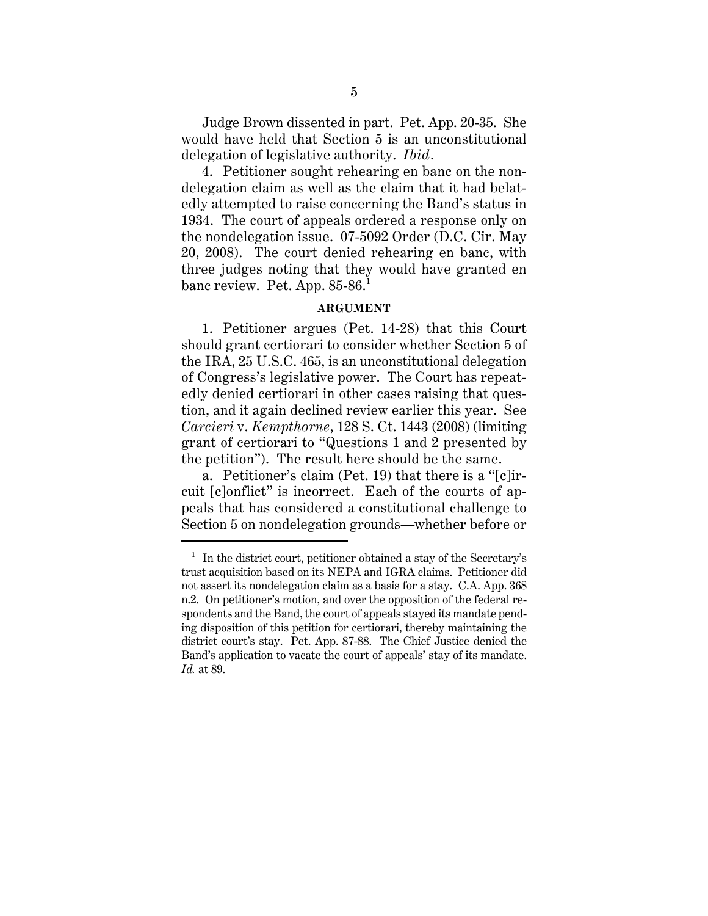Judge Brown dissented in part. Pet. App. 20-35. She would have held that Section 5 is an unconstitutional delegation of legislative authority. *Ibid*.

4. Petitioner sought rehearing en banc on the nondelegation claim as well as the claim that it had belatedly attempted to raise concerning the Band's status in 1934. The court of appeals ordered a response only on the nondelegation issue. 07-5092 Order (D.C. Cir. May 20, 2008). The court denied rehearing en banc, with three judges noting that they would have granted en banc review. Pet. App. 85-86.[1]

**ARGUMENT**

1. Petitioner argues (Pet. 14-28) that this Court should grant certiorari to consider whether Section 5 of the IRA, 25 U.S.C. 465, is an unconstitutional delegation of Congress's legislative power. The Court has repeatedly denied certiorari in other cases raising that question, and it again declined review earlier this year. See *Carcieri* v. *Kempthorne*, 128 S. Ct. 1443 (2008) (limiting grant of certiorari to "Questions 1 and 2 presented by the petition"). The result here should be the same.

a. Petitioner's claim (Pet. 19) that there is a "[c]ircuit [c]onflict" is incorrect. Each of the courts of appeals that has considered a constitutional challenge to Section 5 on nondelegation grounds—whether before or

---

[1] In the district court, petitioner obtained a stay of the Secretary's trust acquisition based on its NEPA and IGRA claims. Petitioner did not assert its nondelegation claim as a basis for a stay. C.A. App. 368 n.2. On petitioner's motion, and over the opposition of the federal respondents and the Band, the court of appeals stayed its mandate pending disposition of this petition for certiorari, thereby maintaining the district court's stay. Pet. App. 87-88. The Chief Justice denied the Band's application to vacate the court of appeals' stay of its mandate. *Id.* at 89.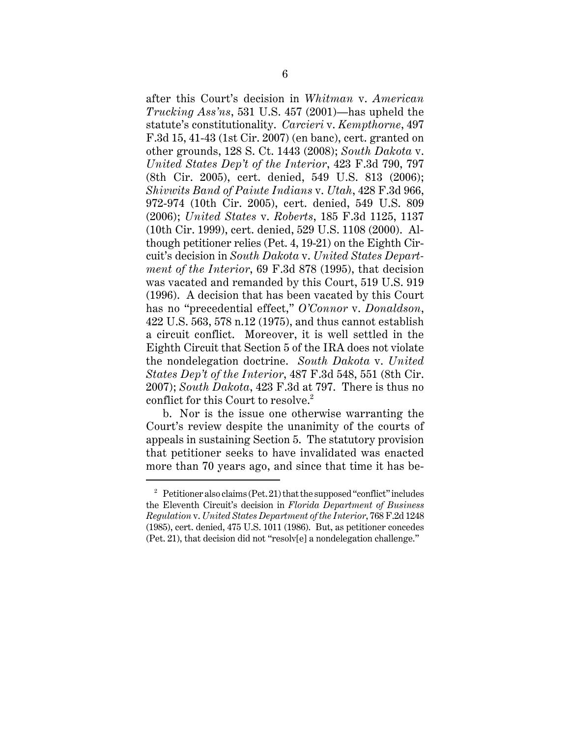after this Court's decision in *Whitman* v. *American Trucking Ass'ns*, 531 U.S. 457 (2001)—has upheld the statute's constitutionality. *Carcieri* v. *Kempthorne*, 497 F.3d 15, 41-43 (1st Cir. 2007) (en banc), cert. granted on other grounds, 128 S. Ct. 1443 (2008); *South Dakota* v. *United States Dep't of the Interior*, 423 F.3d 790, 797 (8th Cir. 2005), cert. denied, 549 U.S. 813 (2006); *Shivwits Band of Paiute Indians* v. *Utah*, 428 F.3d 966, 972-974 (10th Cir. 2005), cert. denied, 549 U.S. 809 (2006); *United States* v. *Roberts*, 185 F.3d 1125, 1137 (10th Cir. 1999), cert. denied, 529 U.S. 1108 (2000). Although petitioner relies (Pet. 4, 19-21) on the Eighth Circuit's decision in *South Dakota* v. *United States Department of the Interior*, 69 F.3d 878 (1995), that decision was vacated and remanded by this Court, 519 U.S. 919 (1996). A decision that has been vacated by this Court has no "precedential effect," *O'Connor* v. *Donaldson*, 422 U.S. 563, 578 n.12 (1975), and thus cannot establish a circuit conflict. Moreover, it is well settled in the Eighth Circuit that Section 5 of the IRA does not violate the nondelegation doctrine. *South Dakota* v. *United States Dep't of the Interior*, 487 F.3d 548, 551 (8th Cir. 2007); *South Dakota*, 423 F.3d at 797. There is thus no conflict for this Court to resolve.[2]

b. Nor is the issue one otherwise warranting the Court's review despite the unanimity of the courts of appeals in sustaining Section 5. The statutory provision that petitioner seeks to have invalidated was enacted more than 70 years ago, and since that time it has be-

[2] Petitioner also claims (Pet. 21) that the supposed "conflict" includes the Eleventh Circuit's decision in *Florida Department of Business Regulation* v. *United States Department of the Interior*, 768 F.2d 1248 (1985), cert. denied, 475 U.S. 1011 (1986). But, as petitioner concedes (Pet. 21), that decision did not "resolv[e] a nondelegation challenge."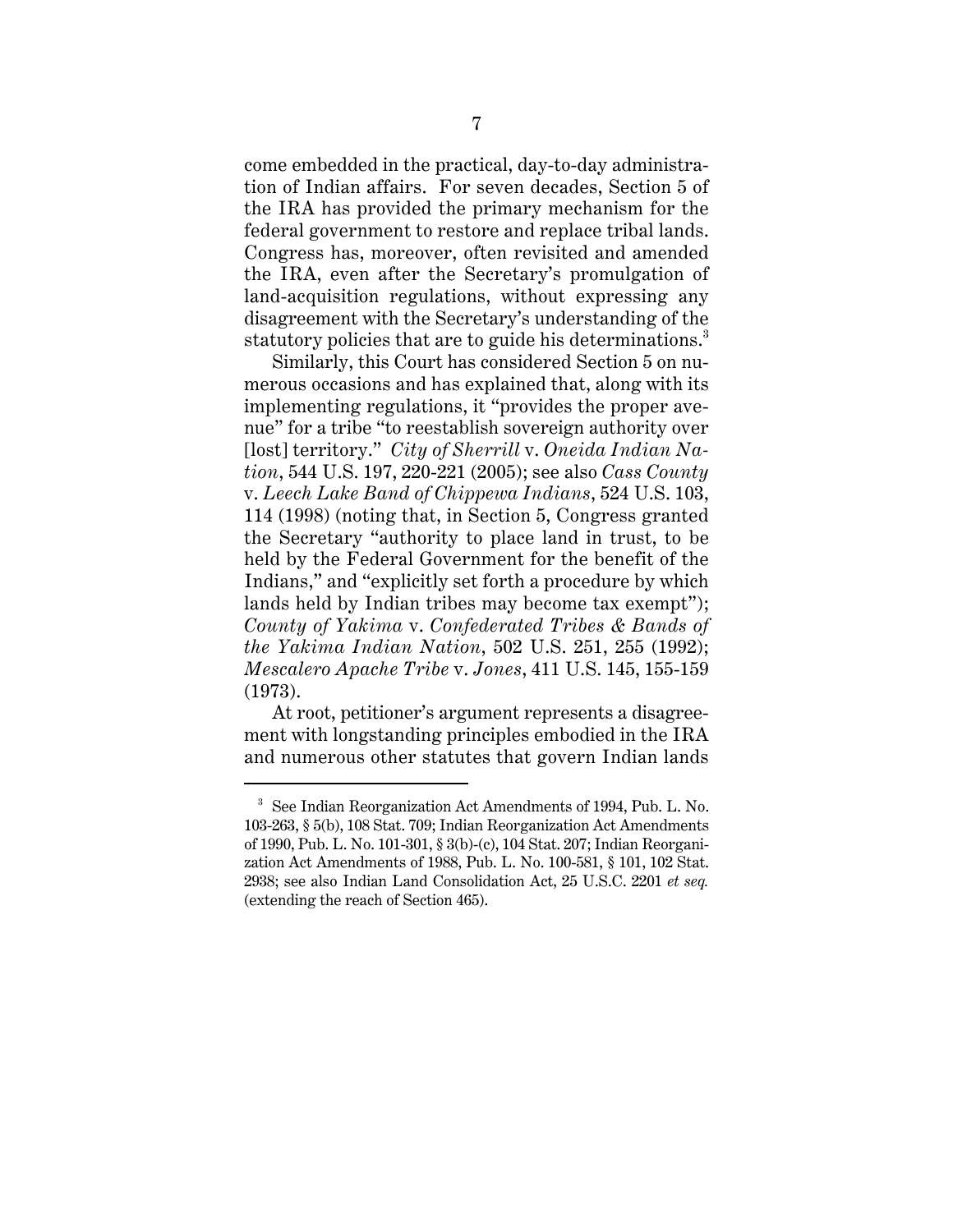come embedded in the practical, day-to-day administration of Indian affairs. For seven decades, Section 5 of the IRA has provided the primary mechanism for the federal government to restore and replace tribal lands. Congress has, moreover, often revisited and amended the IRA, even after the Secretary's promulgation of land-acquisition regulations, without expressing any disagreement with the Secretary's understanding of the statutory policies that are to guide his determinations.[3]

Similarly, this Court has considered Section 5 on numerous occasions and has explained that, along with its implementing regulations, it "provides the proper avenue" for a tribe "to reestablish sovereign authority over [lost] territory." *City of Sherrill* v. *Oneida Indian Nation*, 544 U.S. 197, 220-221 (2005); see also *Cass County* v. *Leech Lake Band of Chippewa Indians*, 524 U.S. 103, 114 (1998) (noting that, in Section 5, Congress granted the Secretary "authority to place land in trust, to be held by the Federal Government for the benefit of the Indians," and "explicitly set forth a procedure by which lands held by Indian tribes may become tax exempt"); *County of Yakima* v. *Confederated Tribes & Bands of the Yakima Indian Nation*, 502 U.S. 251, 255 (1992); *Mescalero Apache Tribe* v. *Jones*, 411 U.S. 145, 155-159 (1973).

At root, petitioner's argument represents a disagreement with longstanding principles embodied in the IRA and numerous other statutes that govern Indian lands

---

[3] See Indian Reorganization Act Amendments of 1994, Pub. L. No. 103-263, § 5(b), 108 Stat. 709; Indian Reorganization Act Amendments of 1990, Pub. L. No. 101-301, § 3(b)-(c), 104 Stat. 207; Indian Reorganization Act Amendments of 1988, Pub. L. No. 100-581, § 101, 102 Stat. 2938; see also Indian Land Consolidation Act, 25 U.S.C. 2201 *et seq.* (extending the reach of Section 465).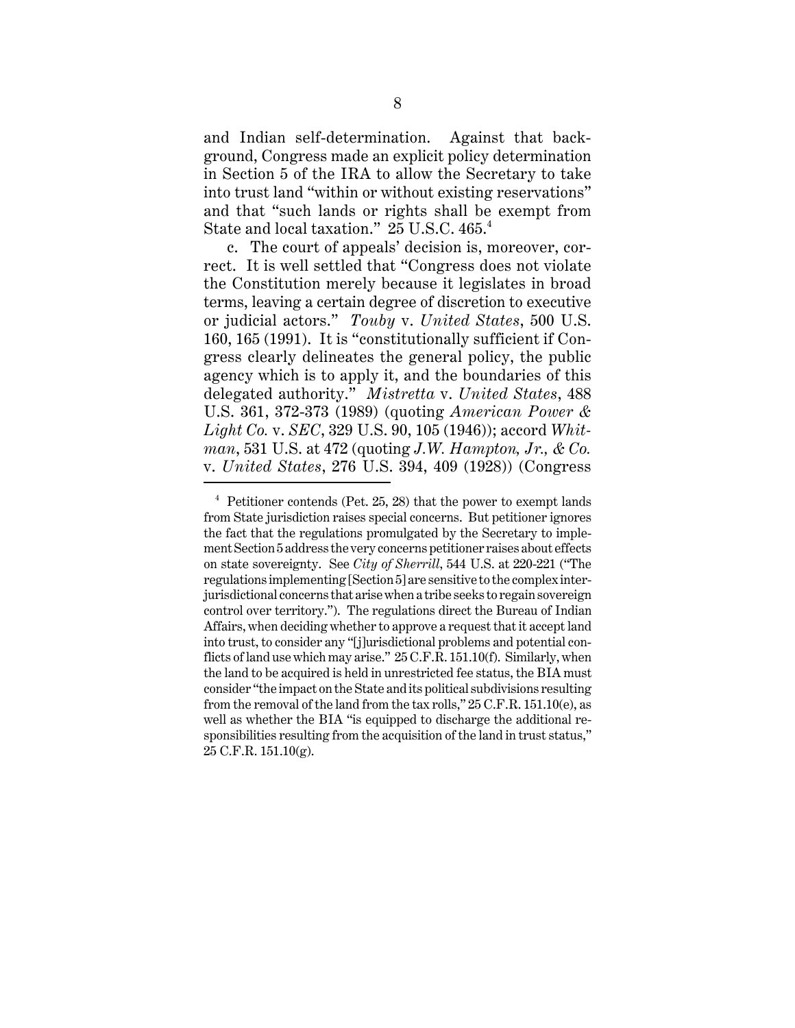and Indian self-determination. Against that background, Congress made an explicit policy determination in Section 5 of the IRA to allow the Secretary to take into trust land "within or without existing reservations" and that "such lands or rights shall be exempt from State and local taxation." 25 U.S.C. 465.[4]

c. The court of appeals' decision is, moreover, correct. It is well settled that "Congress does not violate the Constitution merely because it legislates in broad terms, leaving a certain degree of discretion to executive or judicial actors." *Touby* v. *United States*, 500 U.S. 160, 165 (1991). It is "constitutionally sufficient if Congress clearly delineates the general policy, the public agency which is to apply it, and the boundaries of this delegated authority." *Mistretta* v. *United States*, 488 U.S. 361, 372-373 (1989) (quoting *American Power & Light Co.* v. *SEC*, 329 U.S. 90, 105 (1946)); accord *Whitman*, 531 U.S. at 472 (quoting *J.W. Hampton, Jr., & Co.* v. *United States*, 276 U.S. 394, 409 (1928)) (Congress

---

[4] Petitioner contends (Pet. 25, 28) that the power to exempt lands from State jurisdiction raises special concerns. But petitioner ignores the fact that the regulations promulgated by the Secretary to implement Section 5 address the very concerns petitioner raises about effects on state sovereignty. See *City of Sherrill*, 544 U.S. at 220-221 ("The regulations implementing [Section 5] are sensitive to the complex interjurisdictional concerns that arise when a tribe seeks to regain sovereign control over territory."). The regulations direct the Bureau of Indian Affairs, when deciding whether to approve a request that it accept land into trust, to consider any "[j]urisdictional problems and potential conflicts of land use which may arise." 25 C.F.R. 151.10(f). Similarly, when the land to be acquired is held in unrestricted fee status, the BIA must consider "the impact on the State and its political subdivisions resulting from the removal of the land from the tax rolls," 25 C.F.R. 151.10(e), as well as whether the BIA "is equipped to discharge the additional responsibilities resulting from the acquisition of the land in trust status," 25 C.F.R. 151.10(g).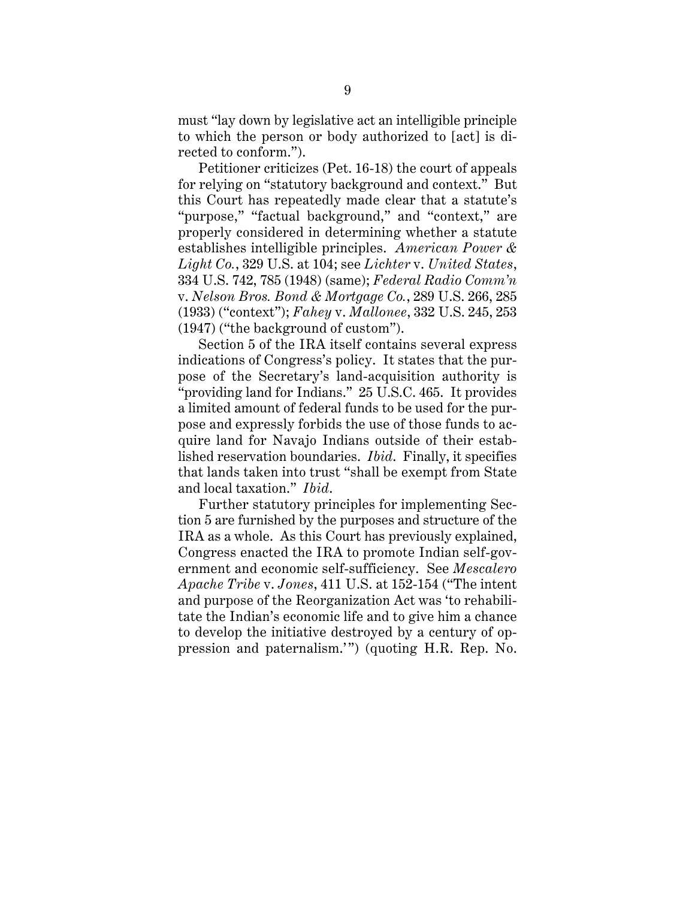must "lay down by legislative act an intelligible principle to which the person or body authorized to [act] is directed to conform.").

Petitioner criticizes (Pet. 16-18) the court of appeals for relying on "statutory background and context." But this Court has repeatedly made clear that a statute's "purpose," "factual background," and "context," are properly considered in determining whether a statute establishes intelligible principles. *American Power & Light Co.*, 329 U.S. at 104; see *Lichter* v. *United States*, 334 U.S. 742, 785 (1948) (same); *Federal Radio Comm'n* v. *Nelson Bros. Bond & Mortgage Co.*, 289 U.S. 266, 285 (1933) ("context"); *Fahey* v. *Mallonee*, 332 U.S. 245, 253 (1947) ("the background of custom").

Section 5 of the IRA itself contains several express indications of Congress's policy. It states that the purpose of the Secretary's land-acquisition authority is "providing land for Indians." 25 U.S.C. 465. It provides a limited amount of federal funds to be used for the purpose and expressly forbids the use of those funds to acquire land for Navajo Indians outside of their established reservation boundaries. *Ibid*. Finally, it specifies that lands taken into trust "shall be exempt from State and local taxation." *Ibid*.

Further statutory principles for implementing Section 5 are furnished by the purposes and structure of the IRA as a whole. As this Court has previously explained, Congress enacted the IRA to promote Indian self-government and economic self-sufficiency. See *Mescalero Apache Tribe* v. *Jones*, 411 U.S. at 152-154 ("The intent and purpose of the Reorganization Act was 'to rehabilitate the Indian's economic life and to give him a chance to develop the initiative destroyed by a century of oppression and paternalism.'") (quoting H.R. Rep. No.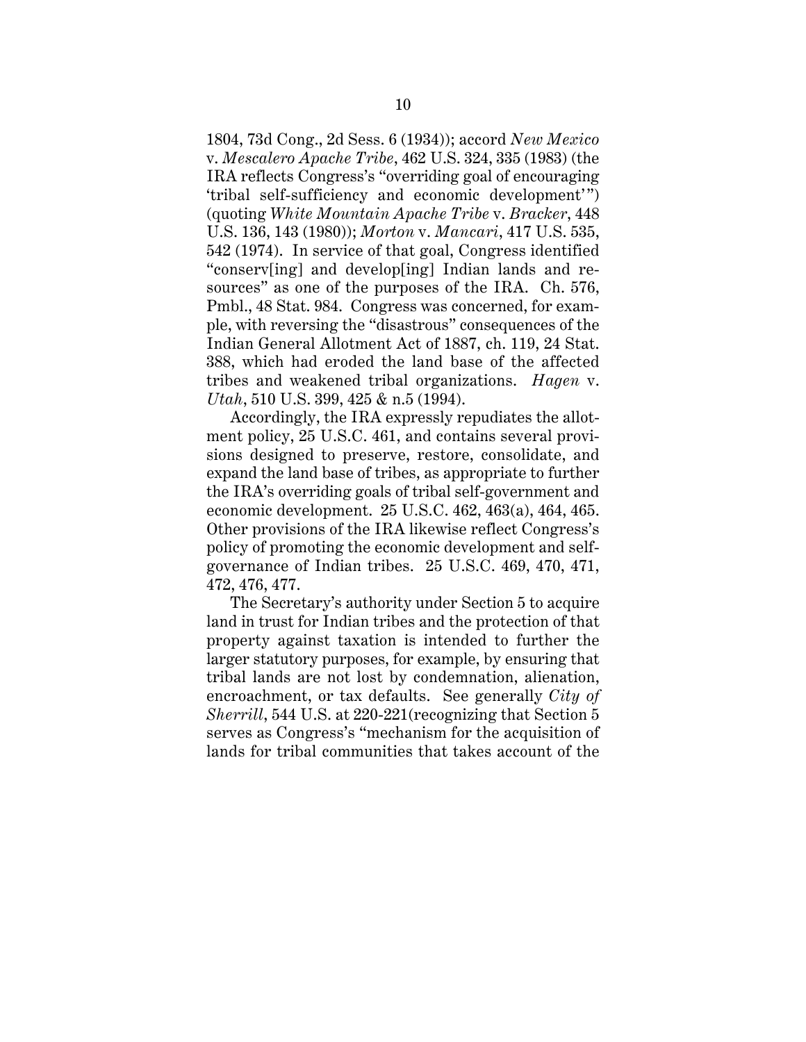1804, 73d Cong., 2d Sess. 6 (1934)); accord *New Mexico* v. *Mescalero Apache Tribe*, 462 U.S. 324, 335 (1983) (the IRA reflects Congress's "overriding goal of encouraging 'tribal self-sufficiency and economic development'") (quoting *White Mountain Apache Tribe* v. *Bracker*, 448 U.S. 136, 143 (1980)); *Morton* v. *Mancari*, 417 U.S. 535, 542 (1974). In service of that goal, Congress identified "conserv[ing] and develop[ing] Indian lands and resources" as one of the purposes of the IRA. Ch. 576, Pmbl., 48 Stat. 984. Congress was concerned, for example, with reversing the "disastrous" consequences of the Indian General Allotment Act of 1887, ch. 119, 24 Stat. 388, which had eroded the land base of the affected tribes and weakened tribal organizations. *Hagen* v. *Utah*, 510 U.S. 399, 425 & n.5 (1994).

Accordingly, the IRA expressly repudiates the allotment policy, 25 U.S.C. 461, and contains several provisions designed to preserve, restore, consolidate, and expand the land base of tribes, as appropriate to further the IRA's overriding goals of tribal self-government and economic development. 25 U.S.C. 462, 463(a), 464, 465. Other provisions of the IRA likewise reflect Congress's policy of promoting the economic development and self-governance of Indian tribes. 25 U.S.C. 469, 470, 471, 472, 476, 477.

The Secretary's authority under Section 5 to acquire land in trust for Indian tribes and the protection of that property against taxation is intended to further the larger statutory purposes, for example, by ensuring that tribal lands are not lost by condemnation, alienation, encroachment, or tax defaults. See generally *City of Sherrill*, 544 U.S. at 220-221(recognizing that Section 5 serves as Congress's "mechanism for the acquisition of lands for tribal communities that takes account of the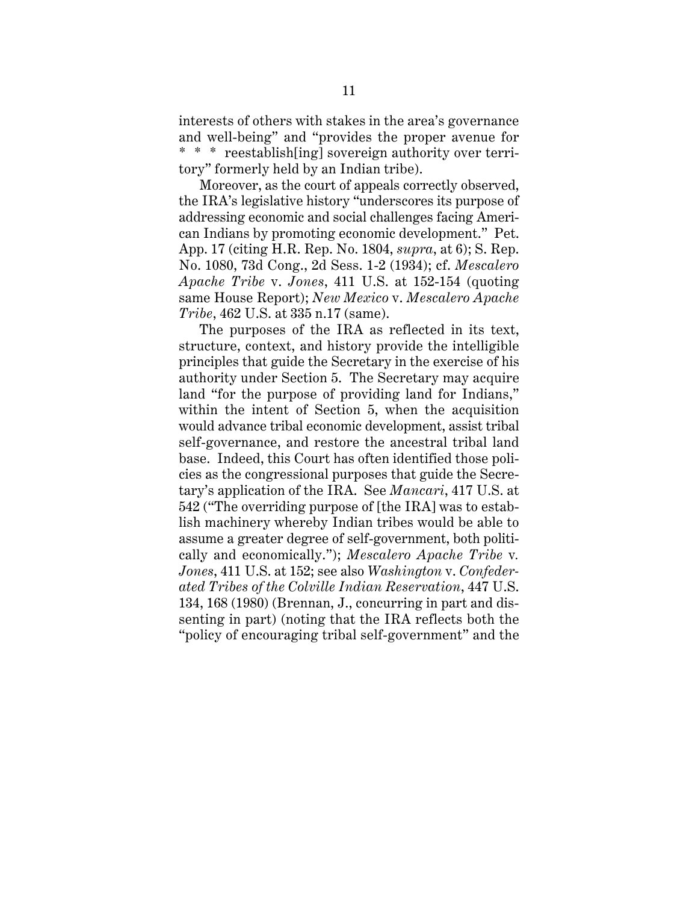interests of others with stakes in the area's governance and well-being" and "provides the proper avenue for * * * reestablish[ing] sovereign authority over territory" formerly held by an Indian tribe).

Moreover, as the court of appeals correctly observed, the IRA's legislative history "underscores its purpose of addressing economic and social challenges facing American Indians by promoting economic development." Pet. App. 17 (citing H.R. Rep. No. 1804, *supra*, at 6); S. Rep. No. 1080, 73d Cong., 2d Sess. 1-2 (1934); cf. *Mescalero Apache Tribe* v. *Jones*, 411 U.S. at 152-154 (quoting same House Report); *New Mexico* v. *Mescalero Apache Tribe*, 462 U.S. at 335 n.17 (same).

The purposes of the IRA as reflected in its text, structure, context, and history provide the intelligible principles that guide the Secretary in the exercise of his authority under Section 5. The Secretary may acquire land "for the purpose of providing land for Indians," within the intent of Section 5, when the acquisition would advance tribal economic development, assist tribal self-governance, and restore the ancestral tribal land base. Indeed, this Court has often identified those policies as the congressional purposes that guide the Secretary's application of the IRA. See *Mancari*, 417 U.S. at 542 ("The overriding purpose of [the IRA] was to establish machinery whereby Indian tribes would be able to assume a greater degree of self-government, both politically and economically."); *Mescalero Apache Tribe* v. *Jones*, 411 U.S. at 152; see also *Washington* v. *Confederated Tribes of the Colville Indian Reservation*, 447 U.S. 134, 168 (1980) (Brennan, J., concurring in part and dissenting in part) (noting that the IRA reflects both the "policy of encouraging tribal self-government" and the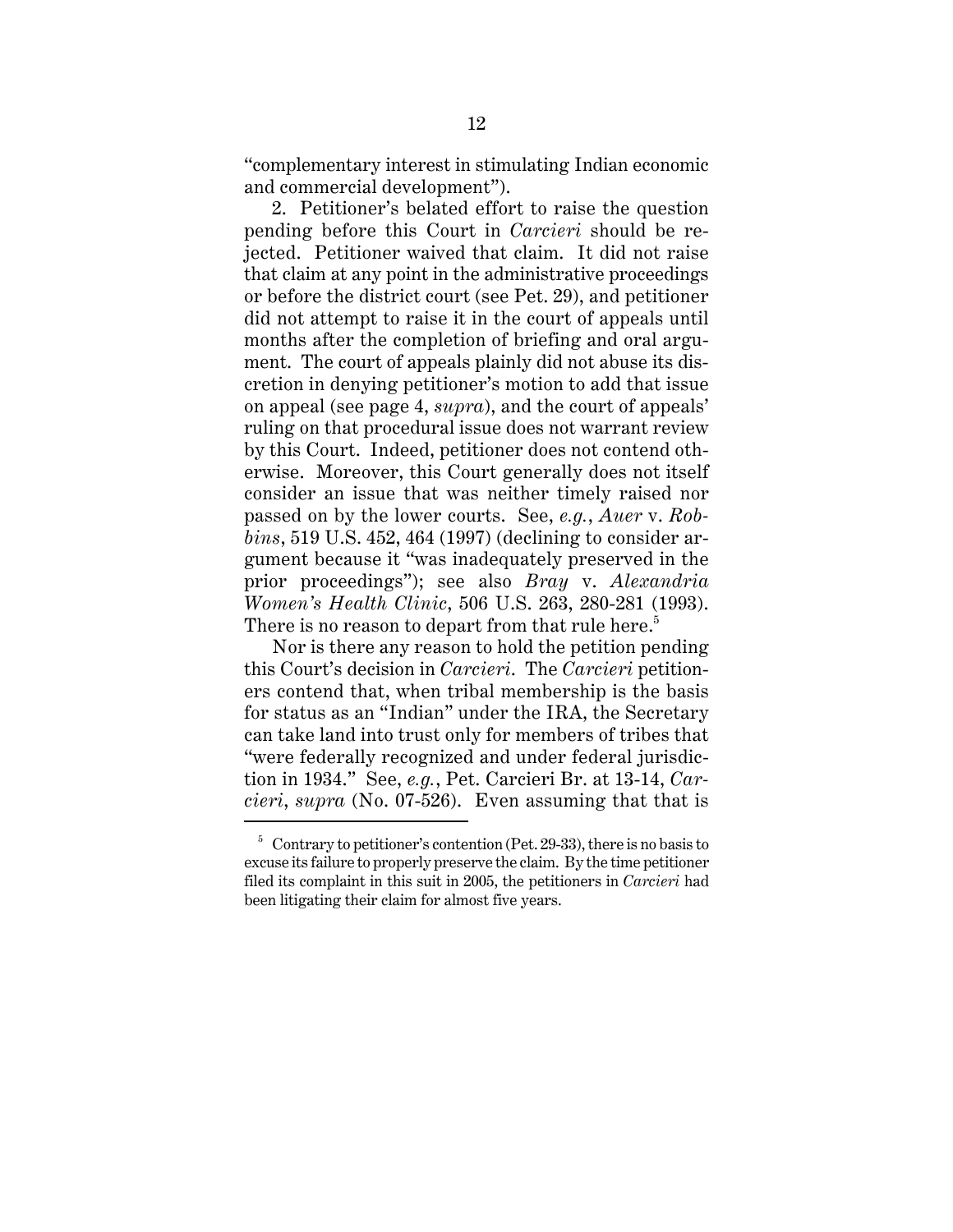"complementary interest in stimulating Indian economic and commercial development").

2. Petitioner's belated effort to raise the question pending before this Court in *Carcieri* should be rejected. Petitioner waived that claim. It did not raise that claim at any point in the administrative proceedings or before the district court (see Pet. 29), and petitioner did not attempt to raise it in the court of appeals until months after the completion of briefing and oral argument. The court of appeals plainly did not abuse its discretion in denying petitioner's motion to add that issue on appeal (see page 4, *supra*), and the court of appeals' ruling on that procedural issue does not warrant review by this Court. Indeed, petitioner does not contend otherwise. Moreover, this Court generally does not itself consider an issue that was neither timely raised nor passed on by the lower courts. See, *e.g.*, *Auer* v. *Robbins*, 519 U.S. 452, 464 (1997) (declining to consider argument because it "was inadequately preserved in the prior proceedings"); see also *Bray* v. *Alexandria Women's Health Clinic*, 506 U.S. 263, 280-281 (1993). There is no reason to depart from that rule here.[5]

Nor is there any reason to hold the petition pending this Court's decision in *Carcieri*. The *Carcieri* petitioners contend that, when tribal membership is the basis for status as an "Indian" under the IRA, the Secretary can take land into trust only for members of tribes that "were federally recognized and under federal jurisdiction in 1934." See, *e.g.*, Pet. Carcieri Br. at 13-14, *Carcieri*, *supra* (No. 07-526). Even assuming that that is

---

[5] Contrary to petitioner's contention (Pet. 29-33), there is no basis to excuse its failure to properly preserve the claim. By the time petitioner filed its complaint in this suit in 2005, the petitioners in *Carcieri* had been litigating their claim for almost five years.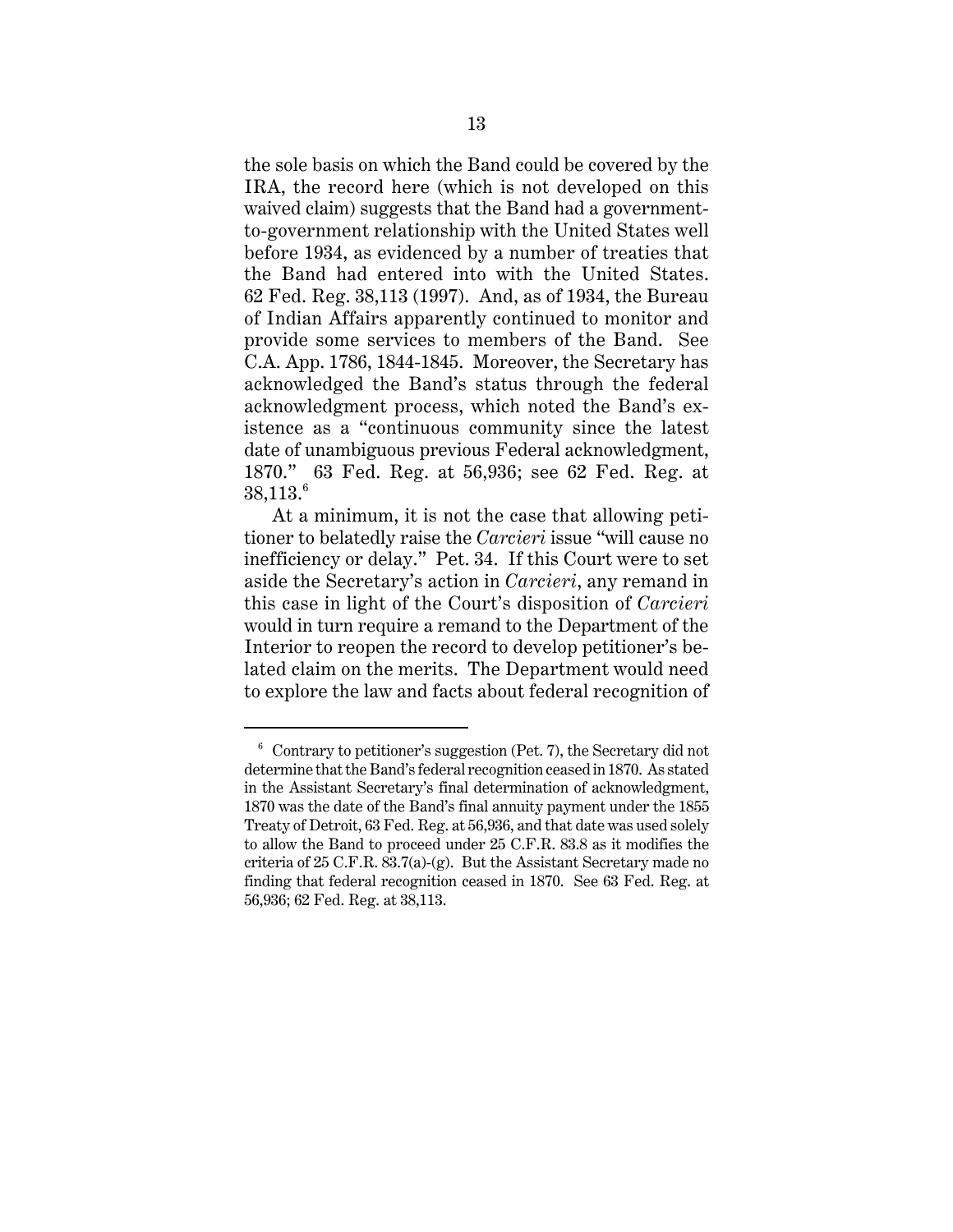the sole basis on which the Band could be covered by the IRA, the record here (which is not developed on this waived claim) suggests that the Band had a government-to-government relationship with the United States well before 1934, as evidenced by a number of treaties that the Band had entered into with the United States. 62 Fed. Reg. 38,113 (1997). And, as of 1934, the Bureau of Indian Affairs apparently continued to monitor and provide some services to members of the Band. See C.A. App. 1786, 1844-1845. Moreover, the Secretary has acknowledged the Band's status through the federal acknowledgment process, which noted the Band's existence as a "continuous community since the latest date of unambiguous previous Federal acknowledgment, 1870." 63 Fed. Reg. at 56,936; see 62 Fed. Reg. at 38,113.[6]

At a minimum, it is not the case that allowing petitioner to belatedly raise the *Carcieri* issue "will cause no inefficiency or delay." Pet. 34. If this Court were to set aside the Secretary's action in *Carcieri*, any remand in this case in light of the Court's disposition of *Carcieri* would in turn require a remand to the Department of the Interior to reopen the record to develop petitioner's belated claim on the merits. The Department would need to explore the law and facts about federal recognition of

---

[6] Contrary to petitioner's suggestion (Pet. 7), the Secretary did not determine that the Band's federal recognition ceased in 1870. As stated in the Assistant Secretary's final determination of acknowledgment, 1870 was the date of the Band's final annuity payment under the 1855 Treaty of Detroit, 63 Fed. Reg. at 56,936, and that date was used solely to allow the Band to proceed under 25 C.F.R. 83.8 as it modifies the criteria of 25 C.F.R. 83.7(a)-(g). But the Assistant Secretary made no finding that federal recognition ceased in 1870. See 63 Fed. Reg. at 56,936; 62 Fed. Reg. at 38,113.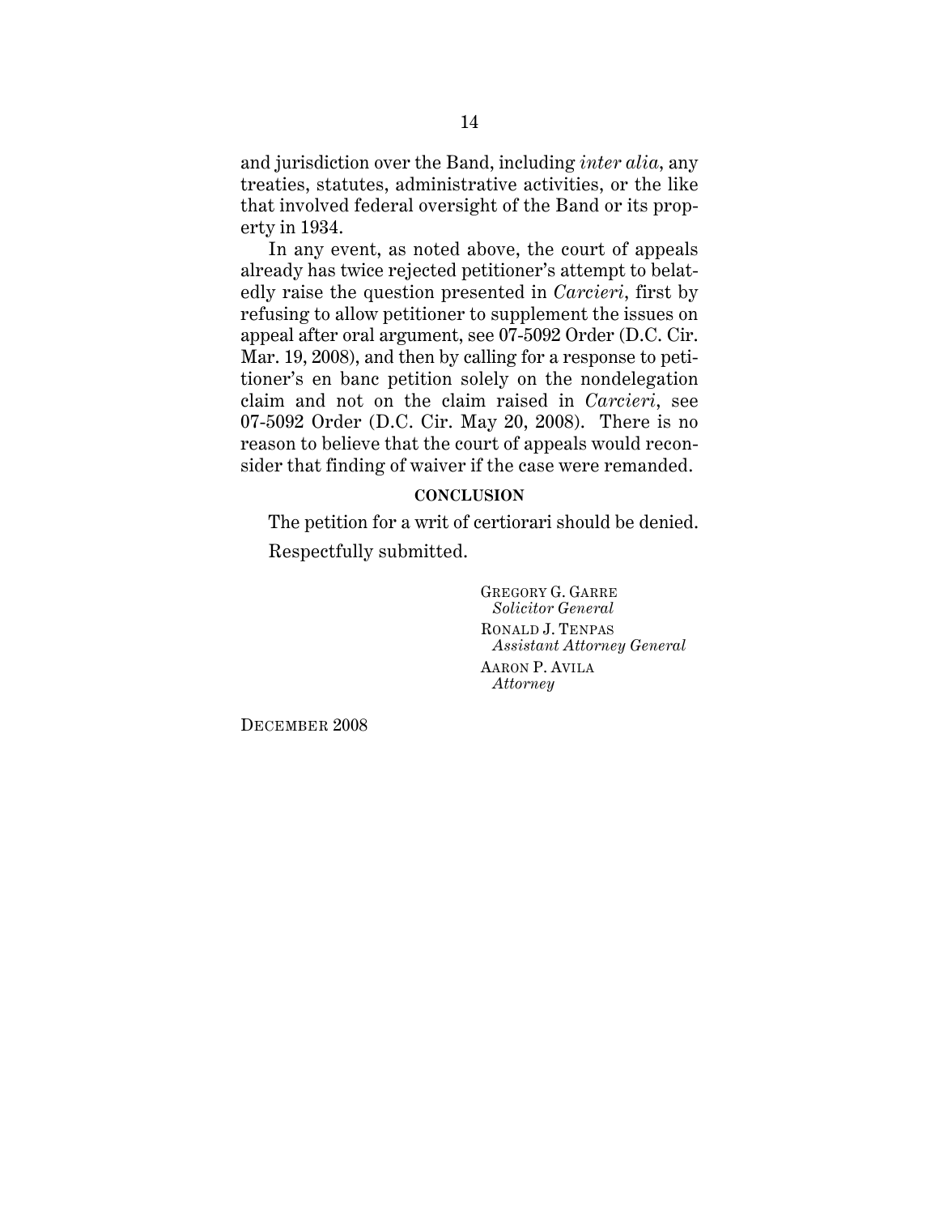and jurisdiction over the Band, including *inter alia*, any treaties, statutes, administrative activities, or the like that involved federal oversight of the Band or its property in 1934.

In any event, as noted above, the court of appeals already has twice rejected petitioner's attempt to belatedly raise the question presented in *Carcieri*, first by refusing to allow petitioner to supplement the issues on appeal after oral argument, see 07-5092 Order (D.C. Cir. Mar. 19, 2008), and then by calling for a response to petitioner's en banc petition solely on the nondelegation claim and not on the claim raised in *Carcieri*, see 07-5092 Order (D.C. Cir. May 20, 2008). There is no reason to believe that the court of appeals would reconsider that finding of waiver if the case were remanded.

## CONCLUSION

The petition for a writ of certiorari should be denied.

Respectfully submitted.

GREGORY G. GARRE
*Solicitor General*

RONALD J. TENPAS
*Assistant Attorney General*

AARON P. AVILA
*Attorney*

DECEMBER 2008